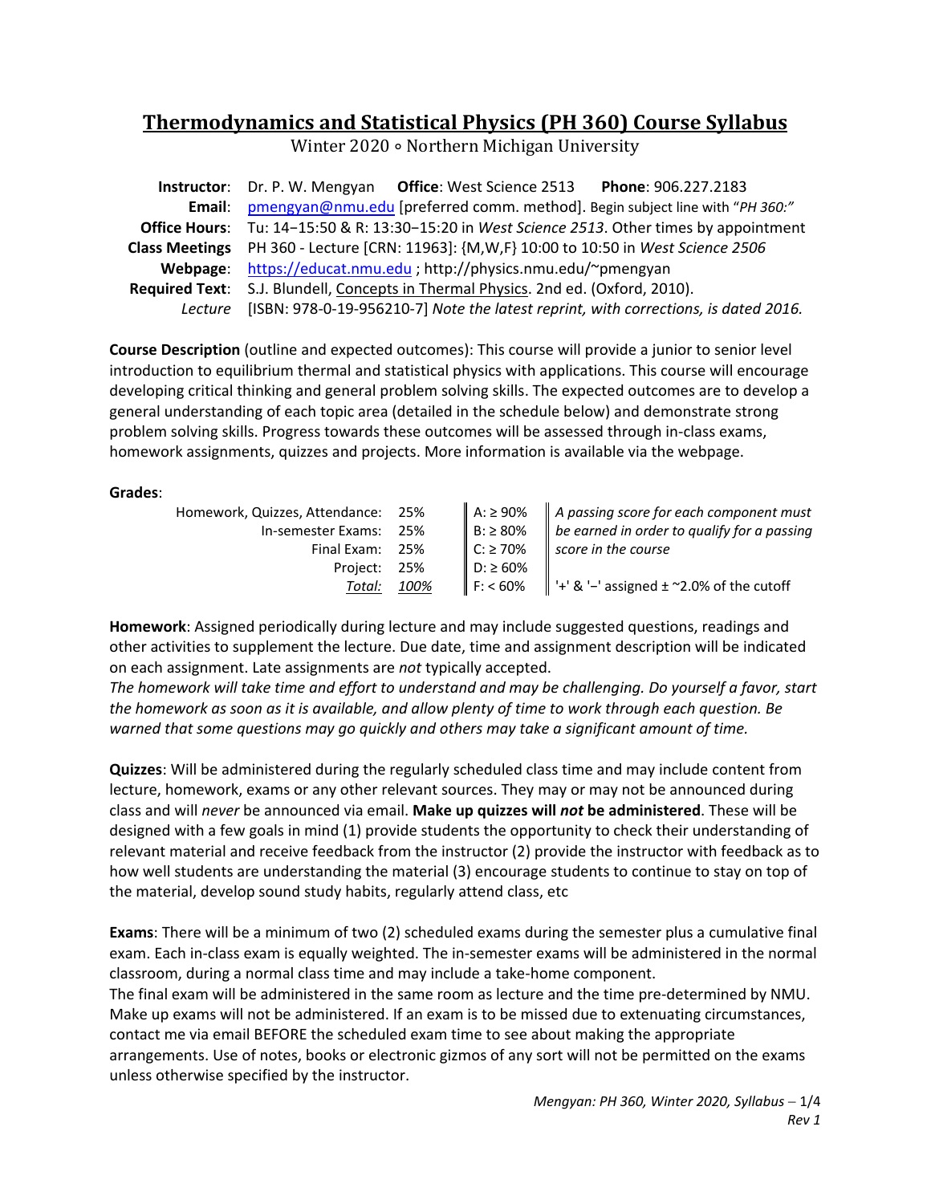# Thermodynamics and Statistical Physics (PH 360) Course Syllabus

Winter 2020 ∘ Northern Michigan University

**Instructor**: Dr. P. W. Mengyan **Office**: West Science 2513 **Phone**: 906.227.2183
**Email**: pmengyan@nmu.edu [preferred comm. method]. Begin subject line with "*PH 360:*"
**Office Hours**: Tu: 14−15:50 & R: 13:30−15:20 in *West Science 2513*. Other times by appointment
**Class Meetings** PH 360 - Lecture [CRN: 11963]: {M,W,F} 10:00 to 10:50 in *West Science 2506*
**Webpage**: https://educat.nmu.edu ; http://physics.nmu.edu/~pmengyan
**Required Text**: S.J. Blundell, Concepts in Thermal Physics. 2nd ed. (Oxford, 2010).
*Lecture* [ISBN: 978-0-19-956210-7] *Note the latest reprint, with corrections, is dated 2016.*

**Course Description** (outline and expected outcomes): This course will provide a junior to senior level introduction to equilibrium thermal and statistical physics with applications. This course will encourage developing critical thinking and general problem solving skills. The expected outcomes are to develop a general understanding of each topic area (detailed in the schedule below) and demonstrate strong problem solving skills. Progress towards these outcomes will be assessed through in-class exams, homework assignments, quizzes and projects. More information is available via the webpage.

**Grades**:

| Component | Weight | Scale | Notes |
|---|---|---|---|
| Homework, Quizzes, Attendance: | 25% | A: ≥ 90% | *A passing score for each component must* |
| In-semester Exams: | 25% | B: ≥ 80% | *be earned in order to qualify for a passing* |
| Final Exam: | 25% | C: ≥ 70% | *score in the course* |
| Project: | 25% | D: ≥ 60% | |
| *Total:* | *100%* | F: < 60% | '+' & '−' assigned ± ~2.0% of the cutoff |

**Homework**: Assigned periodically during lecture and may include suggested questions, readings and other activities to supplement the lecture. Due date, time and assignment description will be indicated on each assignment. Late assignments are *not* typically accepted.
*The homework will take time and effort to understand and may be challenging. Do yourself a favor, start the homework as soon as it is available, and allow plenty of time to work through each question. Be warned that some questions may go quickly and others may take a significant amount of time.*

**Quizzes**: Will be administered during the regularly scheduled class time and may include content from lecture, homework, exams or any other relevant sources. They may or may not be announced during class and will *never* be announced via email. **Make up quizzes will *not* be administered**. These will be designed with a few goals in mind (1) provide students the opportunity to check their understanding of relevant material and receive feedback from the instructor (2) provide the instructor with feedback as to how well students are understanding the material (3) encourage students to continue to stay on top of the material, develop sound study habits, regularly attend class, etc

**Exams**: There will be a minimum of two (2) scheduled exams during the semester plus a cumulative final exam. Each in-class exam is equally weighted. The in-semester exams will be administered in the normal classroom, during a normal class time and may include a take-home component.
The final exam will be administered in the same room as lecture and the time pre-determined by NMU. Make up exams will not be administered. If an exam is to be missed due to extenuating circumstances, contact me via email BEFORE the scheduled exam time to see about making the appropriate arrangements. Use of notes, books or electronic gizmos of any sort will not be permitted on the exams unless otherwise specified by the instructor.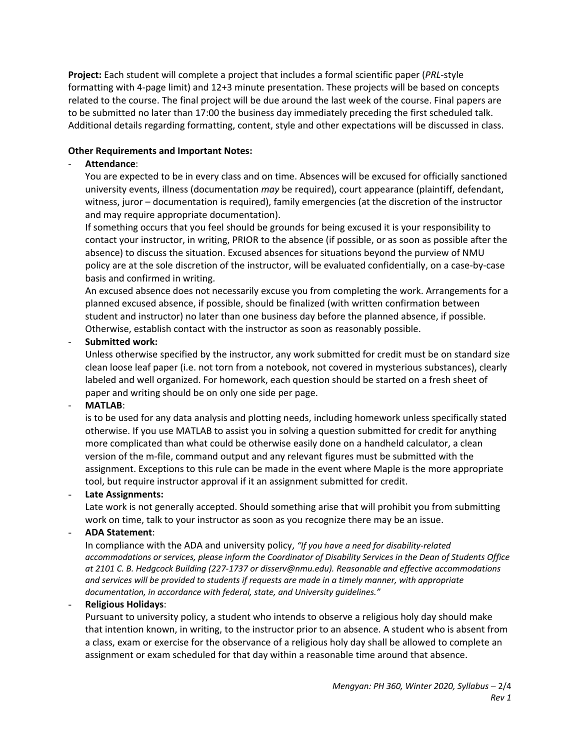**Project:** Each student will complete a project that includes a formal scientific paper (*PRL*-style formatting with 4-page limit) and 12+3 minute presentation. These projects will be based on concepts related to the course. The final project will be due around the last week of the course. Final papers are to be submitted no later than 17:00 the business day immediately preceding the first scheduled talk. Additional details regarding formatting, content, style and other expectations will be discussed in class.

**Other Requirements and Important Notes:**

- **Attendance**:

  You are expected to be in every class and on time. Absences will be excused for officially sanctioned university events, illness (documentation *may* be required), court appearance (plaintiff, defendant, witness, juror – documentation is required), family emergencies (at the discretion of the instructor and may require appropriate documentation).

  If something occurs that you feel should be grounds for being excused it is your responsibility to contact your instructor, in writing, PRIOR to the absence (if possible, or as soon as possible after the absence) to discuss the situation. Excused absences for situations beyond the purview of NMU policy are at the sole discretion of the instructor, will be evaluated confidentially, on a case-by-case basis and confirmed in writing.

  An excused absence does not necessarily excuse you from completing the work. Arrangements for a planned excused absence, if possible, should be finalized (with written confirmation between student and instructor) no later than one business day before the planned absence, if possible. Otherwise, establish contact with the instructor as soon as reasonably possible.

- **Submitted work:**

  Unless otherwise specified by the instructor, any work submitted for credit must be on standard size clean loose leaf paper (i.e. not torn from a notebook, not covered in mysterious substances), clearly labeled and well organized. For homework, each question should be started on a fresh sheet of paper and writing should be on only one side per page.

- **MATLAB**:

  is to be used for any data analysis and plotting needs, including homework unless specifically stated otherwise. If you use MATLAB to assist you in solving a question submitted for credit for anything more complicated than what could be otherwise easily done on a handheld calculator, a clean version of the m-file, command output and any relevant figures must be submitted with the assignment. Exceptions to this rule can be made in the event where Maple is the more appropriate tool, but require instructor approval if it an assignment submitted for credit.

- **Late Assignments:**

  Late work is not generally accepted. Should something arise that will prohibit you from submitting work on time, talk to your instructor as soon as you recognize there may be an issue.

- **ADA Statement**:

  In compliance with the ADA and university policy, *"If you have a need for disability-related accommodations or services, please inform the Coordinator of Disability Services in the Dean of Students Office at 2101 C. B. Hedgcock Building (227-1737 or disserv@nmu.edu). Reasonable and effective accommodations and services will be provided to students if requests are made in a timely manner, with appropriate documentation, in accordance with federal, state, and University guidelines."*

- **Religious Holidays**:

  Pursuant to university policy, a student who intends to observe a religious holy day should make that intention known, in writing, to the instructor prior to an absence. A student who is absent from a class, exam or exercise for the observance of a religious holy day shall be allowed to complete an assignment or exam scheduled for that day within a reasonable time around that absence.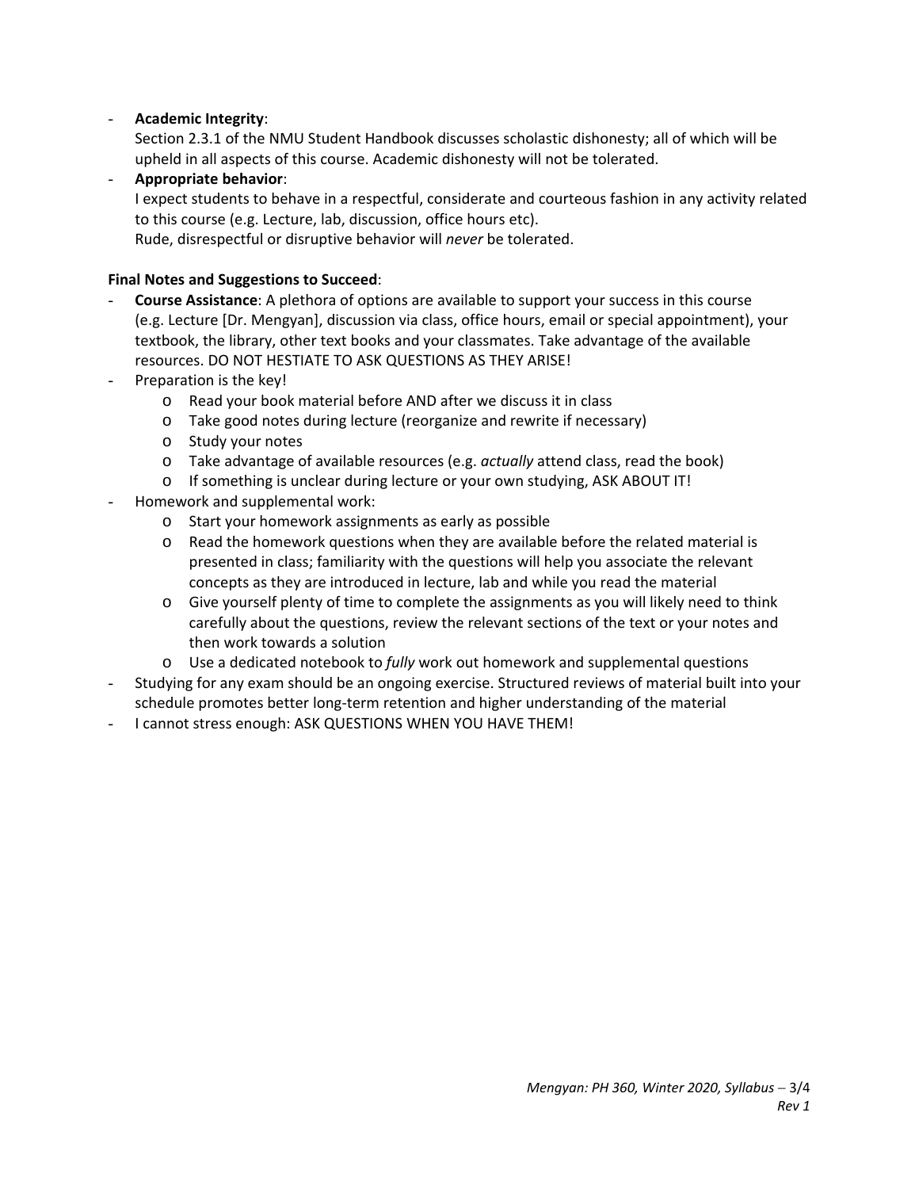- **Academic Integrity**:
  Section 2.3.1 of the NMU Student Handbook discusses scholastic dishonesty; all of which will be upheld in all aspects of this course. Academic dishonesty will not be tolerated.
- **Appropriate behavior**:
  I expect students to behave in a respectful, considerate and courteous fashion in any activity related to this course (e.g. Lecture, lab, discussion, office hours etc).
  Rude, disrespectful or disruptive behavior will *never* be tolerated.

**Final Notes and Suggestions to Succeed**:

- **Course Assistance**: A plethora of options are available to support your success in this course (e.g. Lecture [Dr. Mengyan], discussion via class, office hours, email or special appointment), your textbook, the library, other text books and your classmates. Take advantage of the available resources. DO NOT HESTIATE TO ASK QUESTIONS AS THEY ARISE!
- Preparation is the key!
  - Read your book material before AND after we discuss it in class
  - Take good notes during lecture (reorganize and rewrite if necessary)
  - Study your notes
  - Take advantage of available resources (e.g. *actually* attend class, read the book)
  - If something is unclear during lecture or your own studying, ASK ABOUT IT!
- Homework and supplemental work:
  - Start your homework assignments as early as possible
  - Read the homework questions when they are available before the related material is presented in class; familiarity with the questions will help you associate the relevant concepts as they are introduced in lecture, lab and while you read the material
  - Give yourself plenty of time to complete the assignments as you will likely need to think carefully about the questions, review the relevant sections of the text or your notes and then work towards a solution
  - Use a dedicated notebook to *fully* work out homework and supplemental questions
- Studying for any exam should be an ongoing exercise. Structured reviews of material built into your schedule promotes better long-term retention and higher understanding of the material
- I cannot stress enough: ASK QUESTIONS WHEN YOU HAVE THEM!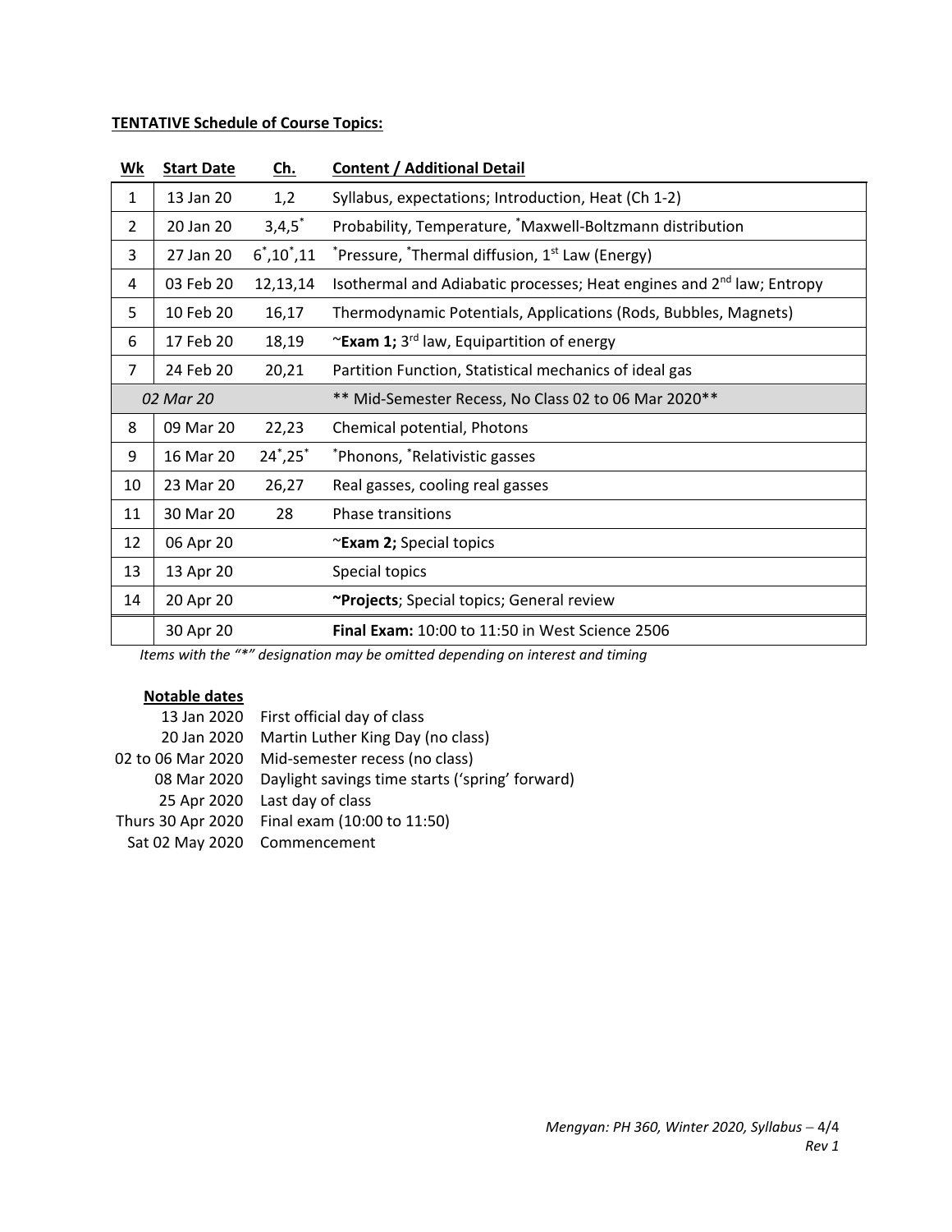**TENTATIVE Schedule of Course Topics:**

| Wk | Start Date | Ch. | Content / Additional Detail |
|---|---|---|---|
| 1 | 13 Jan 20 | 1,2 | Syllabus, expectations; Introduction, Heat (Ch 1-2) |
| 2 | 20 Jan 20 | 3,4,5* | Probability, Temperature, *Maxwell-Boltzmann distribution |
| 3 | 27 Jan 20 | 6*,10*,11 | *Pressure, *Thermal diffusion, 1st Law (Energy) |
| 4 | 03 Feb 20 | 12,13,14 | Isothermal and Adiabatic processes; Heat engines and 2nd law; Entropy |
| 5 | 10 Feb 20 | 16,17 | Thermodynamic Potentials, Applications (Rods, Bubbles, Magnets) |
| 6 | 17 Feb 20 | 18,19 | ~**Exam 1;** 3rd law, Equipartition of energy |
| 7 | 24 Feb 20 | 20,21 | Partition Function, Statistical mechanics of ideal gas |
| | *02 Mar 20* | | ** Mid-Semester Recess, No Class 02 to 06 Mar 2020** |
| 8 | 09 Mar 20 | 22,23 | Chemical potential, Photons |
| 9 | 16 Mar 20 | 24*,25* | *Phonons, *Relativistic gasses |
| 10 | 23 Mar 20 | 26,27 | Real gasses, cooling real gasses |
| 11 | 30 Mar 20 | 28 | Phase transitions |
| 12 | 06 Apr 20 | | ~**Exam 2;** Special topics |
| 13 | 13 Apr 20 | | Special topics |
| 14 | 20 Apr 20 | | **~Projects**; Special topics; General review |
| | 30 Apr 20 | | **Final Exam:** 10:00 to 11:50 in West Science 2506 |

*Items with the "*" designation may be omitted depending on interest and timing*

**Notable dates**

| | |
|---|---|
| 13 Jan 2020 | First official day of class |
| 20 Jan 2020 | Martin Luther King Day (no class) |
| 02 to 06 Mar 2020 | Mid-semester recess (no class) |
| 08 Mar 2020 | Daylight savings time starts ('spring' forward) |
| 25 Apr 2020 | Last day of class |
| Thurs 30 Apr 2020 | Final exam (10:00 to 11:50) |
| Sat 02 May 2020 | Commencement |